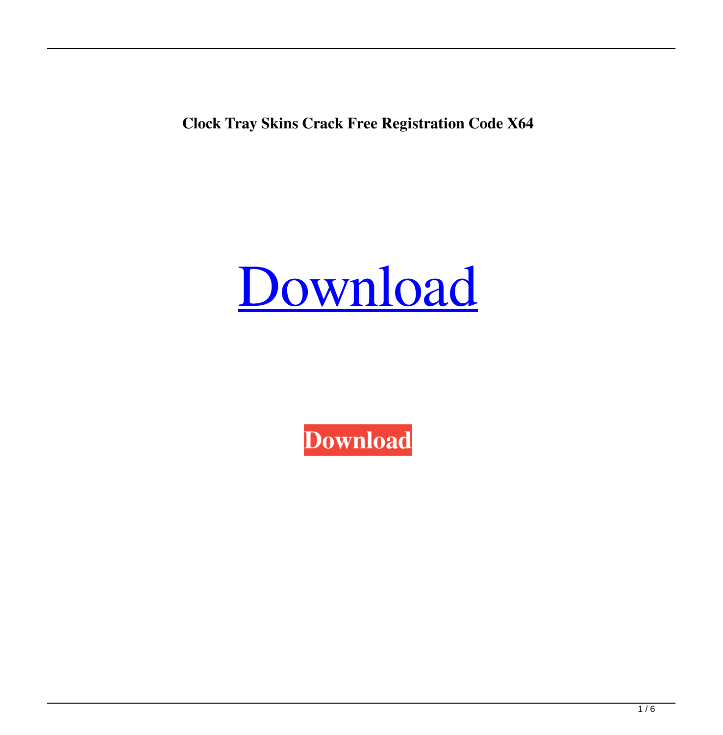**Clock Tray Skins Crack Free Registration Code X64**

# Download

**Download**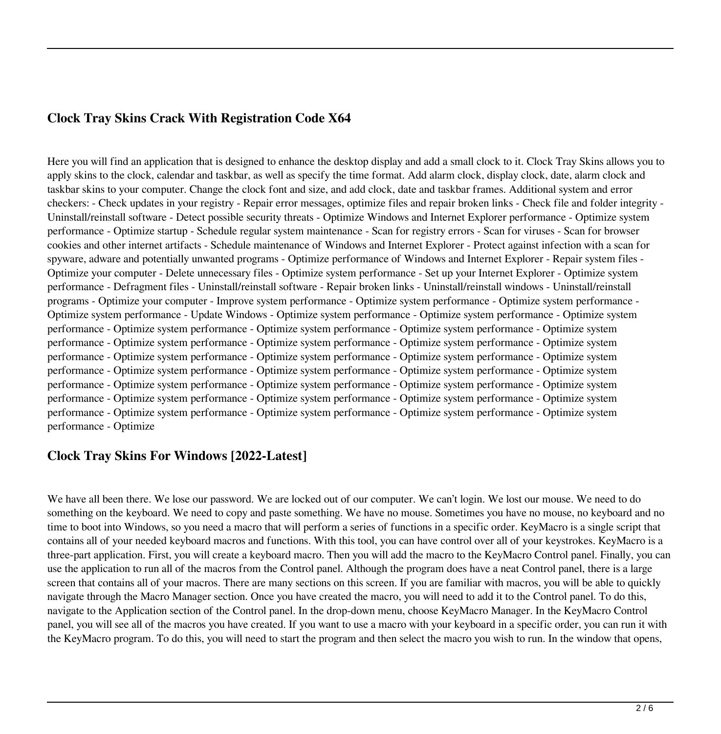## Clock Tray Skins Crack With Registration Code X64

Here you will find an application that is designed to enhance the desktop display and add a small clock to it. Clock Tray Skins allows you to apply skins to the clock, calendar and taskbar, as well as specify the time format. Add alarm clock, display clock, date, alarm clock and taskbar skins to your computer. Change the clock font and size, and add clock, date and taskbar frames. Additional system and error checkers: - Check updates in your registry - Repair error messages, optimize files and repair broken links - Check file and folder integrity - Uninstall/reinstall software - Detect possible security threats - Optimize Windows and Internet Explorer performance - Optimize system performance - Optimize startup - Schedule regular system maintenance - Scan for registry errors - Scan for viruses - Scan for browser cookies and other internet artifacts - Schedule maintenance of Windows and Internet Explorer - Protect against infection with a scan for spyware, adware and potentially unwanted programs - Optimize performance of Windows and Internet Explorer - Repair system files - Optimize your computer - Delete unnecessary files - Optimize system performance - Set up your Internet Explorer - Optimize system performance - Defragment files - Uninstall/reinstall software - Repair broken links - Uninstall/reinstall windows - Uninstall/reinstall programs - Optimize your computer - Improve system performance - Optimize system performance - Optimize system performance - Optimize system performance - Update Windows - Optimize system performance - Optimize system performance - Optimize system performance - Optimize system performance - Optimize system performance - Optimize system performance - Optimize system performance - Optimize system performance - Optimize system performance - Optimize system performance - Optimize system performance - Optimize system performance - Optimize system performance - Optimize system performance - Optimize system performance - Optimize system performance - Optimize system performance - Optimize system performance - Optimize system performance - Optimize system performance - Optimize system performance - Optimize system performance - Optimize system performance - Optimize system performance - Optimize system performance - Optimize system performance - Optimize system performance - Optimize system performance - Optimize system performance - Optimize system performance - Optimize system performance - Optimize system performance - Optimize system performance - Optimize

## Clock Tray Skins For Windows [2022-Latest]

We have all been there. We lose our password. We are locked out of our computer. We can't login. We lost our mouse. We need to do something on the keyboard. We need to copy and paste something. We have no mouse. Sometimes you have no mouse, no keyboard and no time to boot into Windows, so you need a macro that will perform a series of functions in a specific order. KeyMacro is a single script that contains all of your needed keyboard macros and functions. With this tool, you can have control over all of your keystrokes. KeyMacro is a three-part application. First, you will create a keyboard macro. Then you will add the macro to the KeyMacro Control panel. Finally, you can use the application to run all of the macros from the Control panel. Although the program does have a neat Control panel, there is a large screen that contains all of your macros. There are many sections on this screen. If you are familiar with macros, you will be able to quickly navigate through the Macro Manager section. Once you have created the macro, you will need to add it to the Control panel. To do this, navigate to the Application section of the Control panel. In the drop-down menu, choose KeyMacro Manager. In the KeyMacro Control panel, you will see all of the macros you have created. If you want to use a macro with your keyboard in a specific order, you can run it with the KeyMacro program. To do this, you will need to start the program and then select the macro you wish to run. In the window that opens,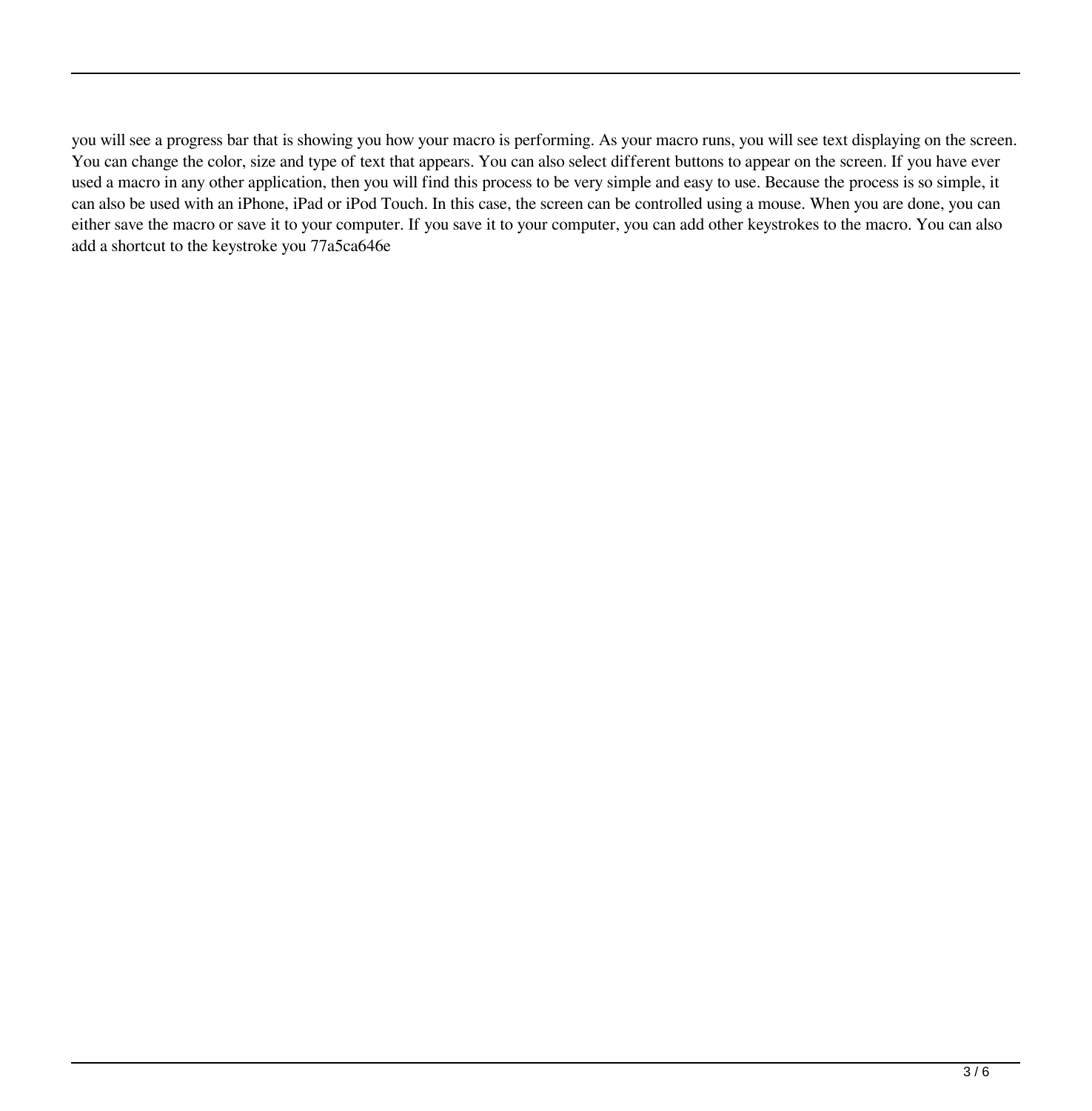you will see a progress bar that is showing you how your macro is performing. As your macro runs, you will see text displaying on the screen. You can change the color, size and type of text that appears. You can also select different buttons to appear on the screen. If you have ever used a macro in any other application, then you will find this process to be very simple and easy to use. Because the process is so simple, it can also be used with an iPhone, iPad or iPod Touch. In this case, the screen can be controlled using a mouse. When you are done, you can either save the macro or save it to your computer. If you save it to your computer, you can add other keystrokes to the macro. You can also add a shortcut to the keystroke you 77a5ca646e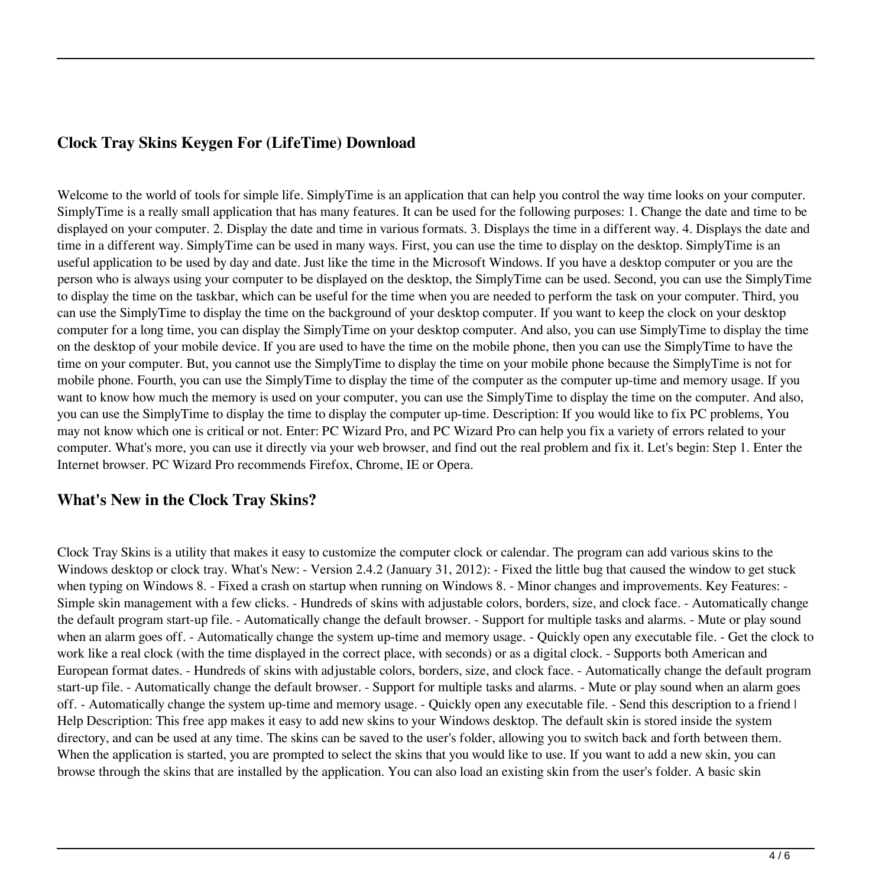## Clock Tray Skins Keygen For (LifeTime) Download

Welcome to the world of tools for simple life. SimplyTime is an application that can help you control the way time looks on your computer. SimplyTime is a really small application that has many features. It can be used for the following purposes: 1. Change the date and time to be displayed on your computer. 2. Display the date and time in various formats. 3. Displays the time in a different way. 4. Displays the date and time in a different way. SimplyTime can be used in many ways. First, you can use the time to display on the desktop. SimplyTime is an useful application to be used by day and date. Just like the time in the Microsoft Windows. If you have a desktop computer or you are the person who is always using your computer to be displayed on the desktop, the SimplyTime can be used. Second, you can use the SimplyTime to display the time on the taskbar, which can be useful for the time when you are needed to perform the task on your computer. Third, you can use the SimplyTime to display the time on the background of your desktop computer. If you want to keep the clock on your desktop computer for a long time, you can display the SimplyTime on your desktop computer. And also, you can use SimplyTime to display the time on the desktop of your mobile device. If you are used to have the time on the mobile phone, then you can use the SimplyTime to have the time on your computer. But, you cannot use the SimplyTime to display the time on your mobile phone because the SimplyTime is not for mobile phone. Fourth, you can use the SimplyTime to display the time of the computer as the computer up-time and memory usage. If you want to know how much the memory is used on your computer, you can use the SimplyTime to display the time on the computer. And also, you can use the SimplyTime to display the time to display the computer up-time. Description: If you would like to fix PC problems, You may not know which one is critical or not. Enter: PC Wizard Pro, and PC Wizard Pro can help you fix a variety of errors related to your computer. What's more, you can use it directly via your web browser, and find out the real problem and fix it. Let's begin: Step 1. Enter the Internet browser. PC Wizard Pro recommends Firefox, Chrome, IE or Opera.

## What's New in the Clock Tray Skins?

Clock Tray Skins is a utility that makes it easy to customize the computer clock or calendar. The program can add various skins to the Windows desktop or clock tray. What's New: - Version 2.4.2 (January 31, 2012): - Fixed the little bug that caused the window to get stuck when typing on Windows 8. - Fixed a crash on startup when running on Windows 8. - Minor changes and improvements. Key Features: - Simple skin management with a few clicks. - Hundreds of skins with adjustable colors, borders, size, and clock face. - Automatically change the default program start-up file. - Automatically change the default browser. - Support for multiple tasks and alarms. - Mute or play sound when an alarm goes off. - Automatically change the system up-time and memory usage. - Quickly open any executable file. - Get the clock to work like a real clock (with the time displayed in the correct place, with seconds) or as a digital clock. - Supports both American and European format dates. - Hundreds of skins with adjustable colors, borders, size, and clock face. - Automatically change the default program start-up file. - Automatically change the default browser. - Support for multiple tasks and alarms. - Mute or play sound when an alarm goes off. - Automatically change the system up-time and memory usage. - Quickly open any executable file. - Send this description to a friend | Help Description: This free app makes it easy to add new skins to your Windows desktop. The default skin is stored inside the system directory, and can be used at any time. The skins can be saved to the user's folder, allowing you to switch back and forth between them. When the application is started, you are prompted to select the skins that you would like to use. If you want to add a new skin, you can browse through the skins that are installed by the application. You can also load an existing skin from the user's folder. A basic skin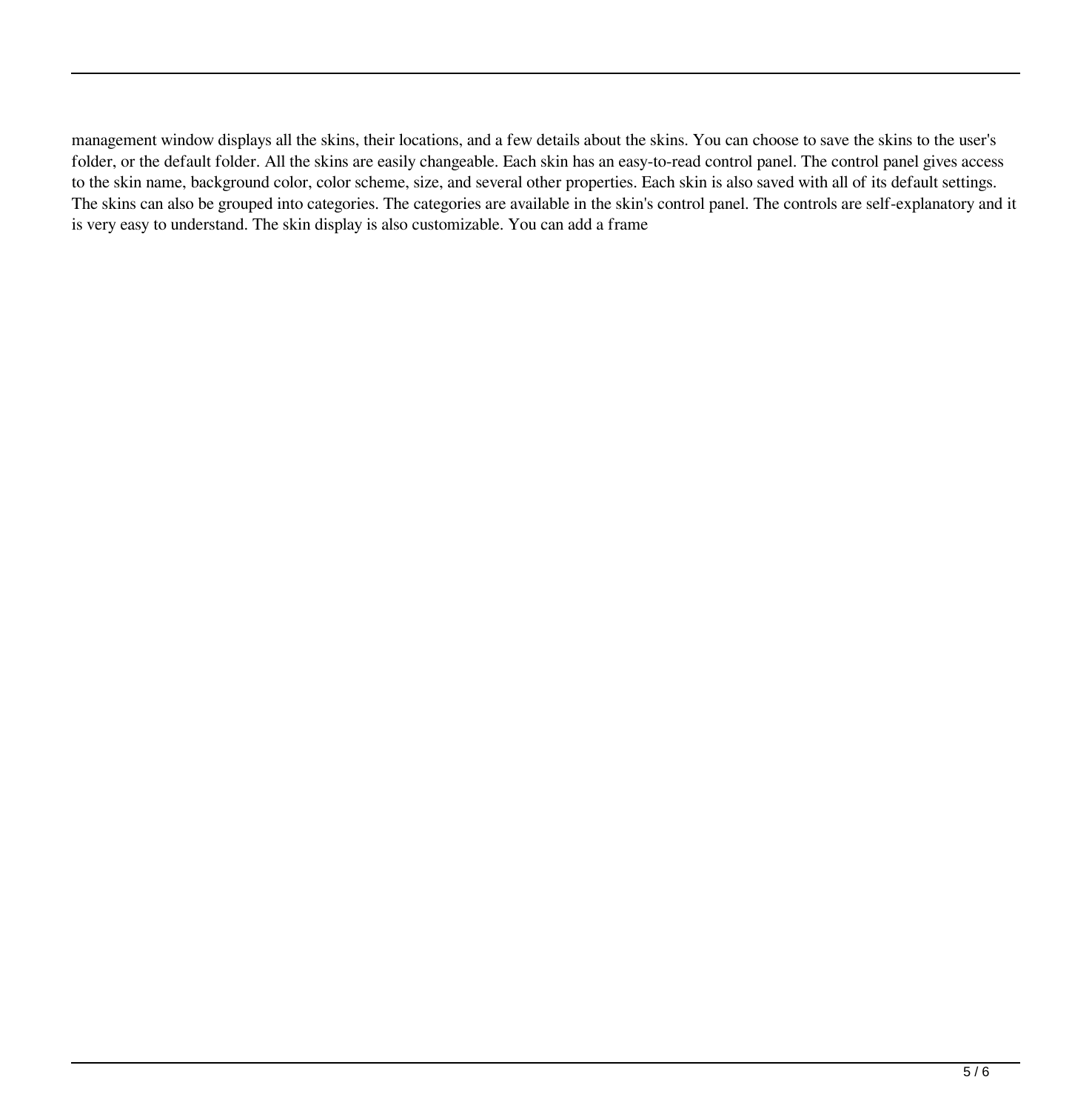management window displays all the skins, their locations, and a few details about the skins. You can choose to save the skins to the user's folder, or the default folder. All the skins are easily changeable. Each skin has an easy-to-read control panel. The control panel gives access to the skin name, background color, color scheme, size, and several other properties. Each skin is also saved with all of its default settings. The skins can also be grouped into categories. The categories are available in the skin's control panel. The controls are self-explanatory and it is very easy to understand. The skin display is also customizable. You can add a frame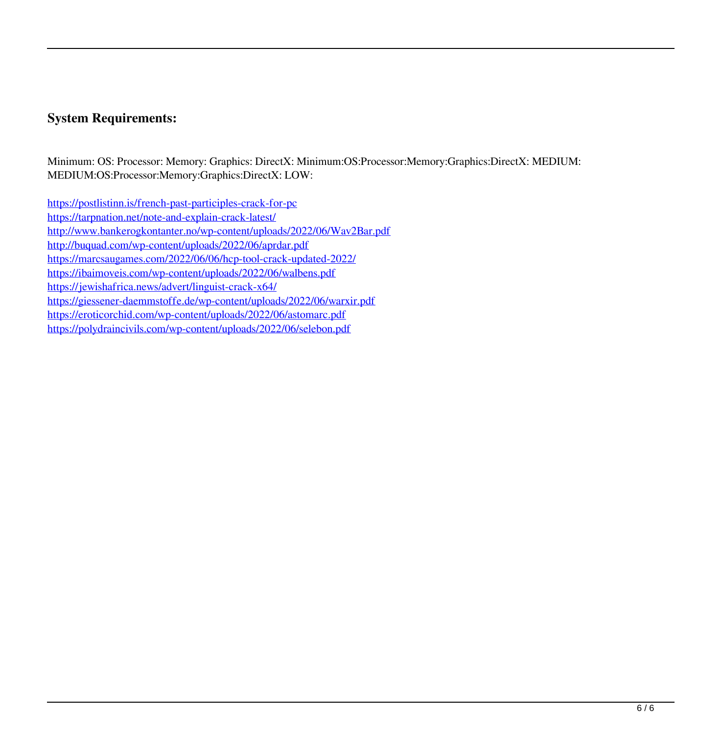## System Requirements:

Minimum: OS: Processor: Memory: Graphics: DirectX: Minimum:OS:Processor:Memory:Graphics:DirectX: MEDIUM: MEDIUM:OS:Processor:Memory:Graphics:DirectX: LOW:

https://postlistinn.is/french-past-participles-crack-for-pc
https://tarpnation.net/note-and-explain-crack-latest/
http://www.bankerogkontanter.no/wp-content/uploads/2022/06/Wav2Bar.pdf
http://buquad.com/wp-content/uploads/2022/06/aprdar.pdf
https://marcsaugames.com/2022/06/06/hcp-tool-crack-updated-2022/
https://ibaimoveis.com/wp-content/uploads/2022/06/walbens.pdf
https://jewishafrica.news/advert/linguist-crack-x64/
https://giessener-daemmstoffe.de/wp-content/uploads/2022/06/warxir.pdf
https://eroticorchid.com/wp-content/uploads/2022/06/astomarc.pdf
https://polydraincivils.com/wp-content/uploads/2022/06/selebon.pdf